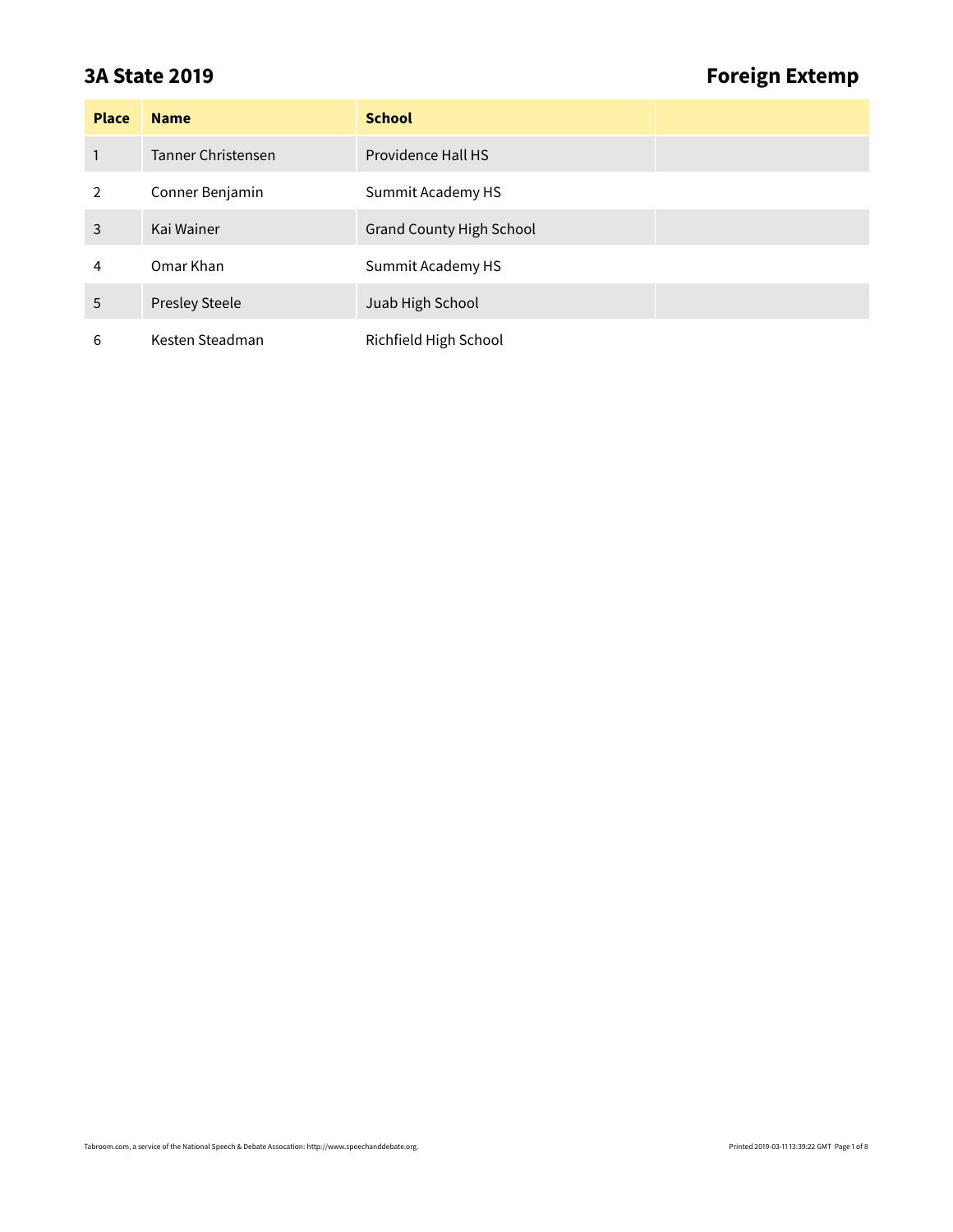## 3A State 2019

## Foreign Extemp

| Place | Name | School | |
|---|---|---|---|
| 1 | Tanner Christensen | Providence Hall HS | |
| 2 | Conner Benjamin | Summit Academy HS | |
| 3 | Kai Wainer | Grand County High School | |
| 4 | Omar Khan | Summit Academy HS | |
| 5 | Presley Steele | Juab High School | |
| 6 | Kesten Steadman | Richfield High School | |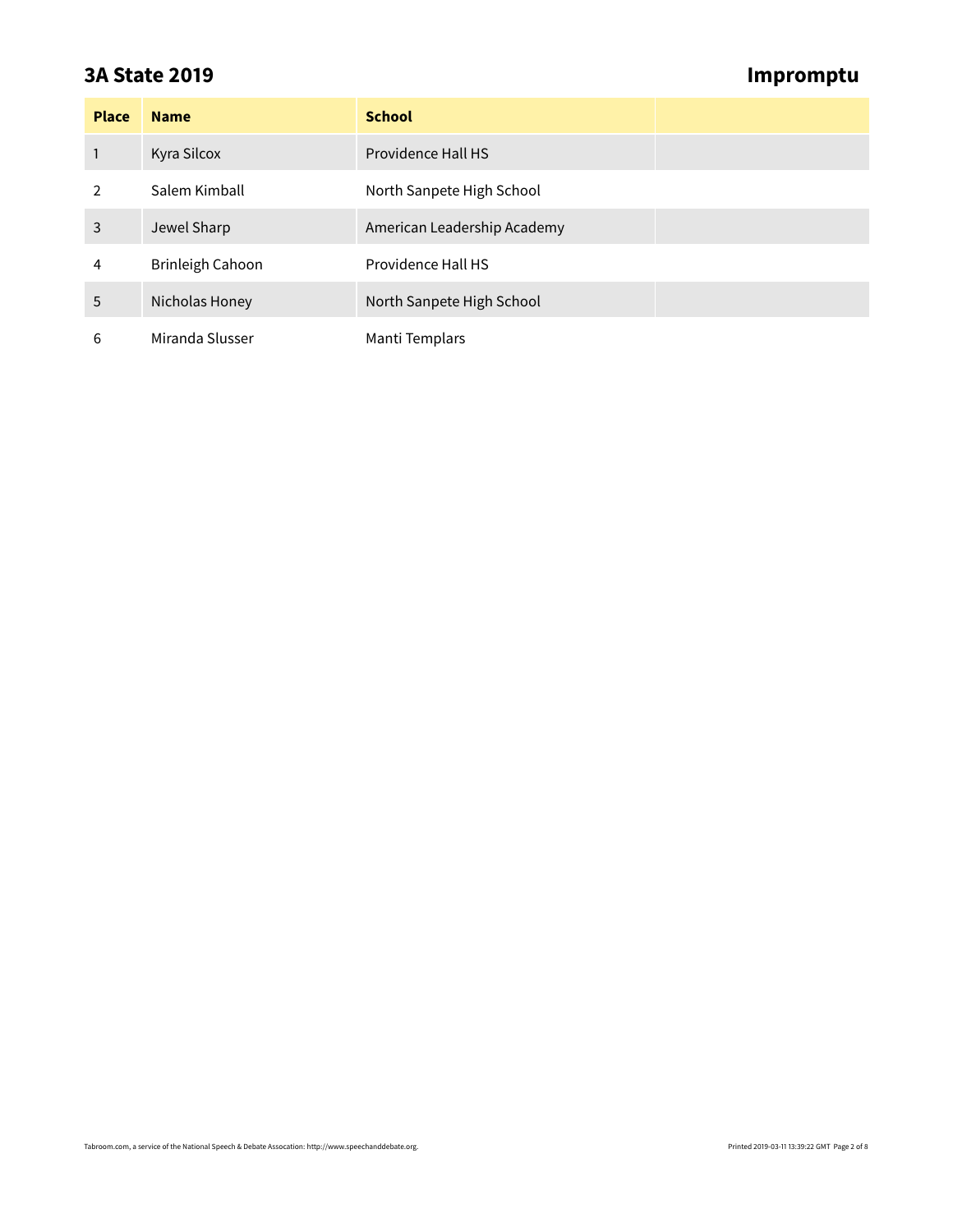**3A State 2019** **Impromptu**

| Place | Name | School | |
|---|---|---|---|
| 1 | Kyra Silcox | Providence Hall HS | |
| 2 | Salem Kimball | North Sanpete High School | |
| 3 | Jewel Sharp | American Leadership Academy | |
| 4 | Brinleigh Cahoon | Providence Hall HS | |
| 5 | Nicholas Honey | North Sanpete High School | |
| 6 | Miranda Slusser | Manti Templars | |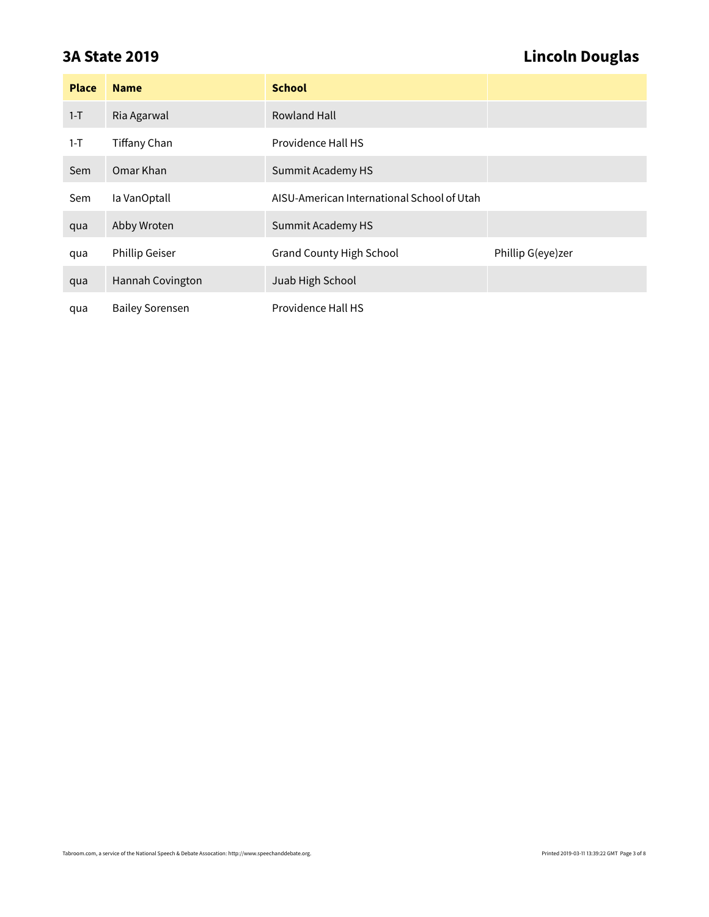## 3A State 2019

## Lincoln Douglas

| Place | Name | School | |
|---|---|---|---|
| 1-T | Ria Agarwal | Rowland Hall | |
| 1-T | Tiffany Chan | Providence Hall HS | |
| Sem | Omar Khan | Summit Academy HS | |
| Sem | Ia VanOptall | AISU-American International School of Utah | |
| qua | Abby Wroten | Summit Academy HS | |
| qua | Phillip Geiser | Grand County High School | Phillip G(eye)zer |
| qua | Hannah Covington | Juab High School | |
| qua | Bailey Sorensen | Providence Hall HS | |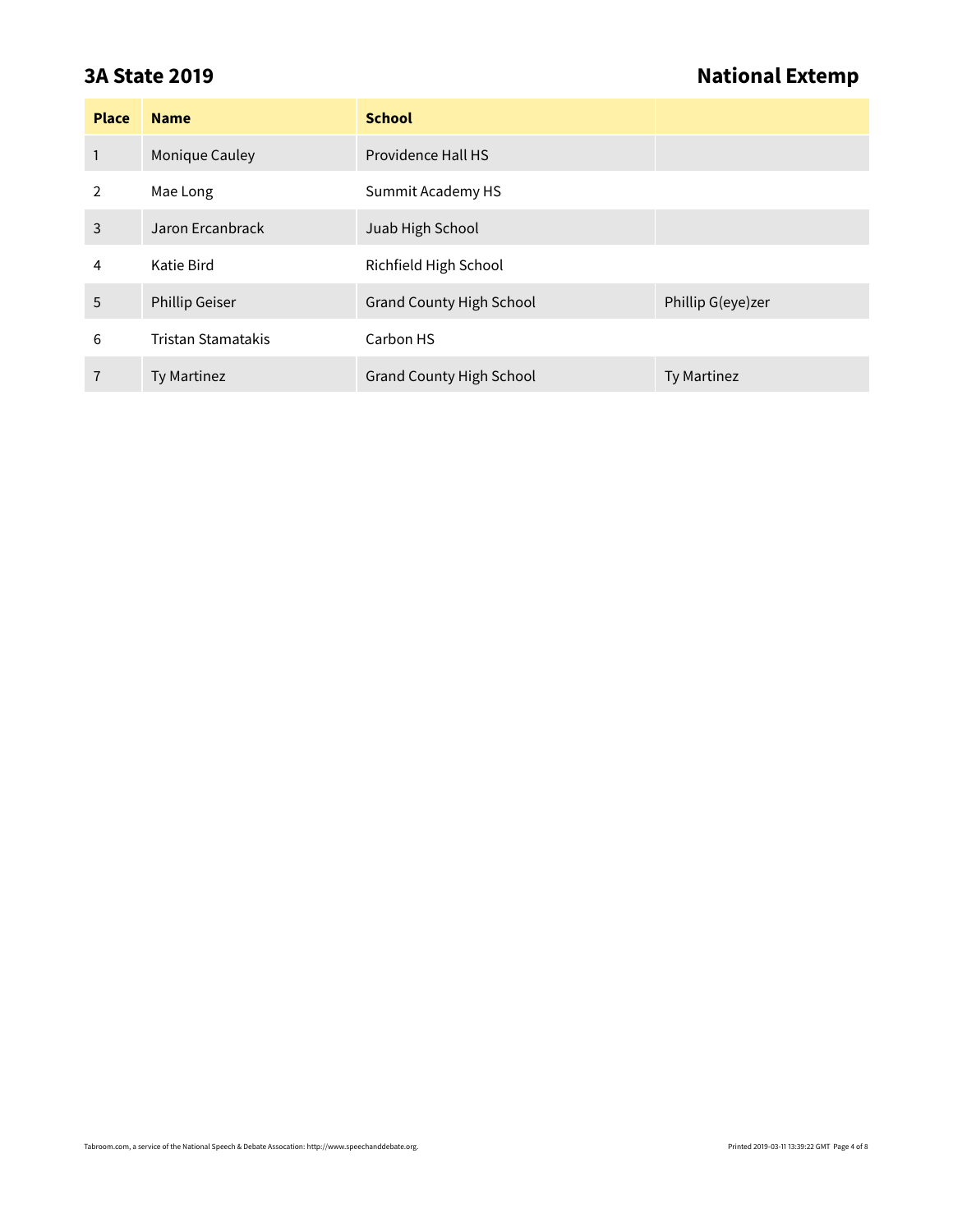## 3A State 2019

## National Extemp

| Place | Name | School | |
|---|---|---|---|
| 1 | Monique Cauley | Providence Hall HS | |
| 2 | Mae Long | Summit Academy HS | |
| 3 | Jaron Ercanbrack | Juab High School | |
| 4 | Katie Bird | Richfield High School | |
| 5 | Phillip Geiser | Grand County High School | Phillip G(eye)zer |
| 6 | Tristan Stamatakis | Carbon HS | |
| 7 | Ty Martinez | Grand County High School | Ty Martinez |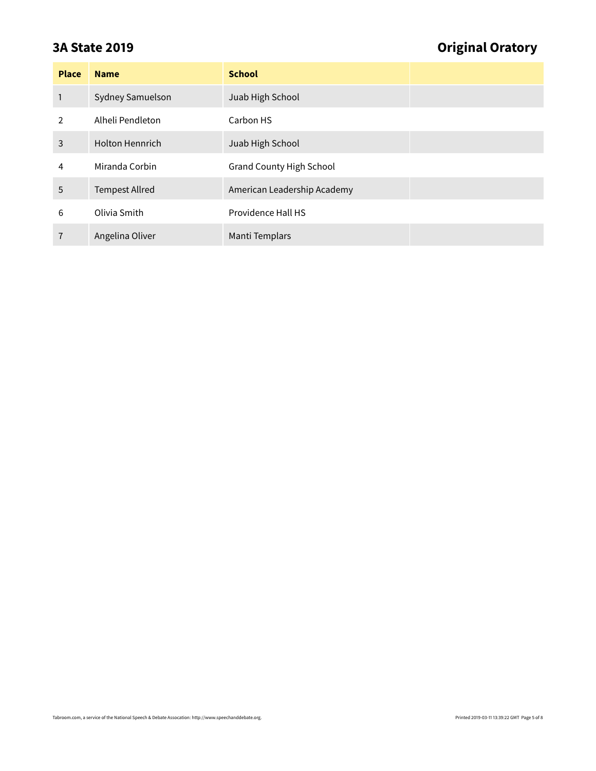## 3A State 2019

## Original Oratory

| Place | Name | School | |
|---|---|---|---|
| 1 | Sydney Samuelson | Juab High School | |
| 2 | Alheli Pendleton | Carbon HS | |
| 3 | Holton Hennrich | Juab High School | |
| 4 | Miranda Corbin | Grand County High School | |
| 5 | Tempest Allred | American Leadership Academy | |
| 6 | Olivia Smith | Providence Hall HS | |
| 7 | Angelina Oliver | Manti Templars | |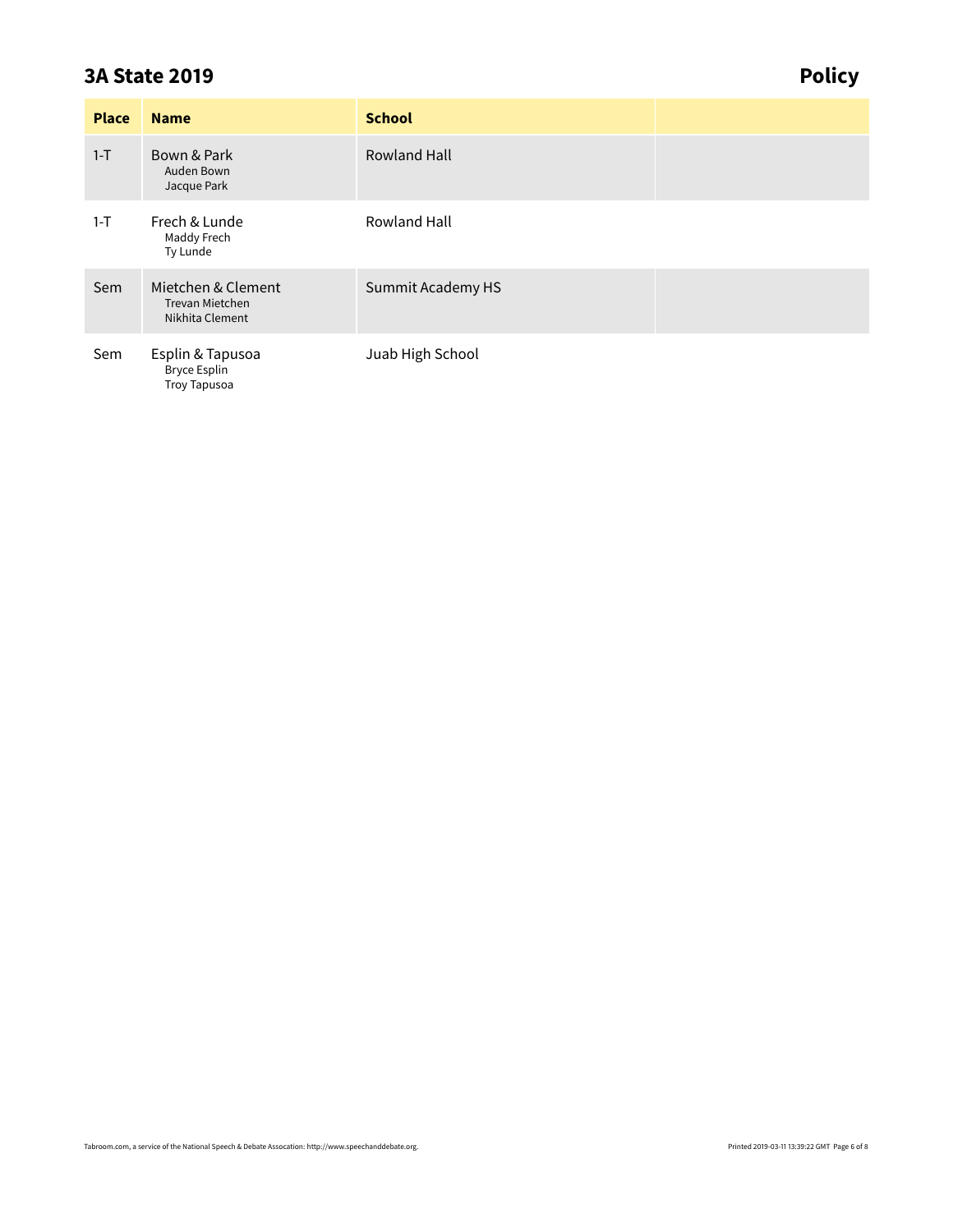## 3A State 2019

## Policy

| Place | Name | School | |
|---|---|---|---|
| 1-T | Bown & Park<br>Auden Bown<br>Jacque Park | Rowland Hall | |
| 1-T | Frech & Lunde<br>Maddy Frech<br>Ty Lunde | Rowland Hall | |
| Sem | Mietchen & Clement<br>Trevan Mietchen<br>Nikhita Clement | Summit Academy HS | |
| Sem | Esplin & Tapusoa<br>Bryce Esplin<br>Troy Tapusoa | Juab High School | |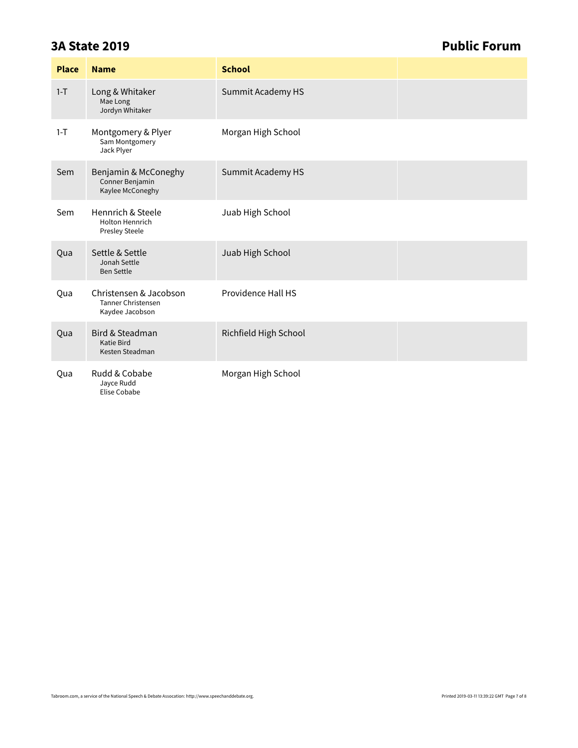## 3A State 2019

## Public Forum

| Place | Name | School | |
|---|---|---|---|
| 1-T | Long & Whitaker<br>Mae Long<br>Jordyn Whitaker | Summit Academy HS | |
| 1-T | Montgomery & Plyer<br>Sam Montgomery<br>Jack Plyer | Morgan High School | |
| Sem | Benjamin & McConeghy<br>Conner Benjamin<br>Kaylee McConeghy | Summit Academy HS | |
| Sem | Hennrich & Steele<br>Holton Hennrich<br>Presley Steele | Juab High School | |
| Qua | Settle & Settle<br>Jonah Settle<br>Ben Settle | Juab High School | |
| Qua | Christensen & Jacobson<br>Tanner Christensen<br>Kaydee Jacobson | Providence Hall HS | |
| Qua | Bird & Steadman<br>Katie Bird<br>Kesten Steadman | Richfield High School | |
| Qua | Rudd & Cobabe<br>Jayce Rudd<br>Elise Cobabe | Morgan High School | |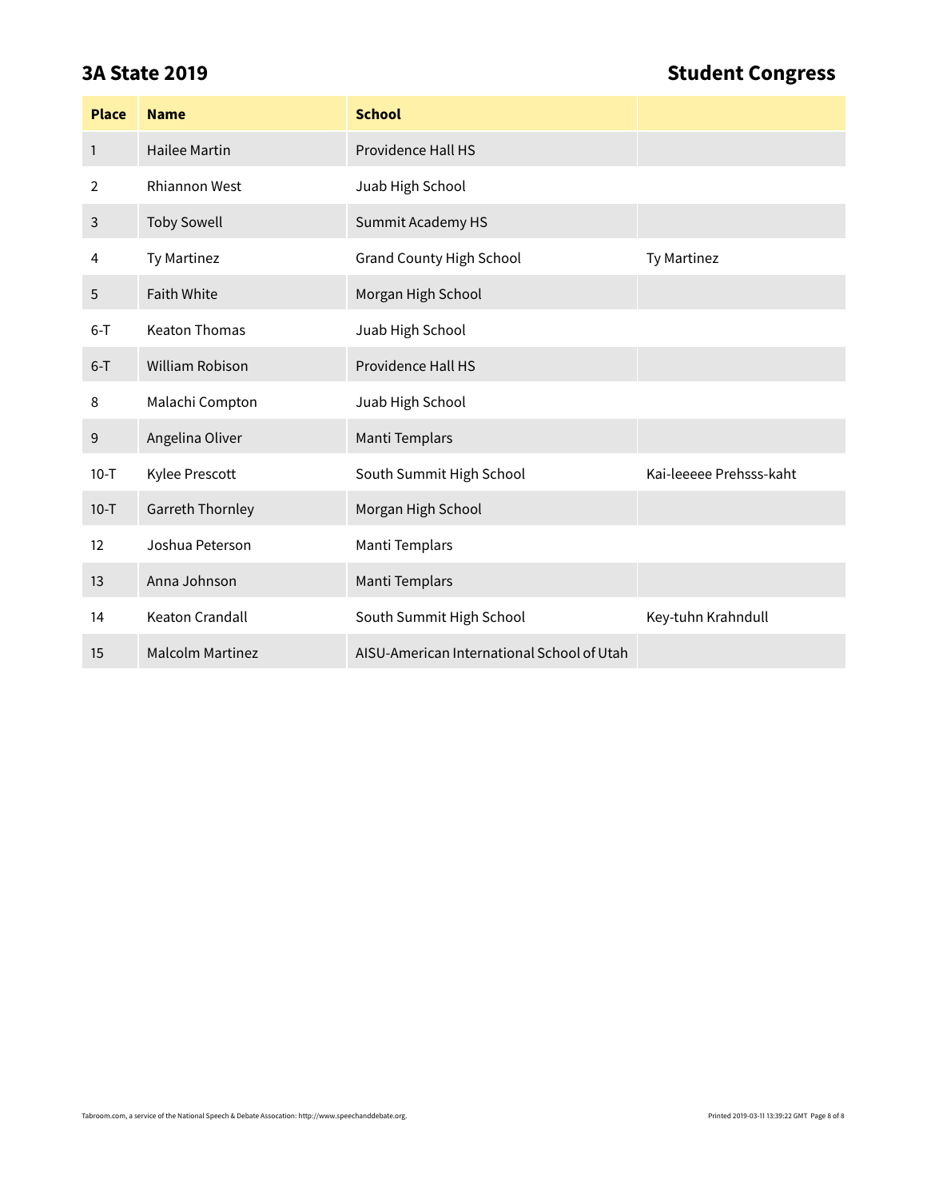## 3A State 2019

## Student Congress

| Place | Name | School | |
|---|---|---|---|
| 1 | Hailee Martin | Providence Hall HS | |
| 2 | Rhiannon West | Juab High School | |
| 3 | Toby Sowell | Summit Academy HS | |
| 4 | Ty Martinez | Grand County High School | Ty Martinez |
| 5 | Faith White | Morgan High School | |
| 6-T | Keaton Thomas | Juab High School | |
| 6-T | William Robison | Providence Hall HS | |
| 8 | Malachi Compton | Juab High School | |
| 9 | Angelina Oliver | Manti Templars | |
| 10-T | Kylee Prescott | South Summit High School | Kai-leeeee Prehsss-kaht |
| 10-T | Garreth Thornley | Morgan High School | |
| 12 | Joshua Peterson | Manti Templars | |
| 13 | Anna Johnson | Manti Templars | |
| 14 | Keaton Crandall | South Summit High School | Key-tuhn Krahndull |
| 15 | Malcolm Martinez | AISU-American International School of Utah | |